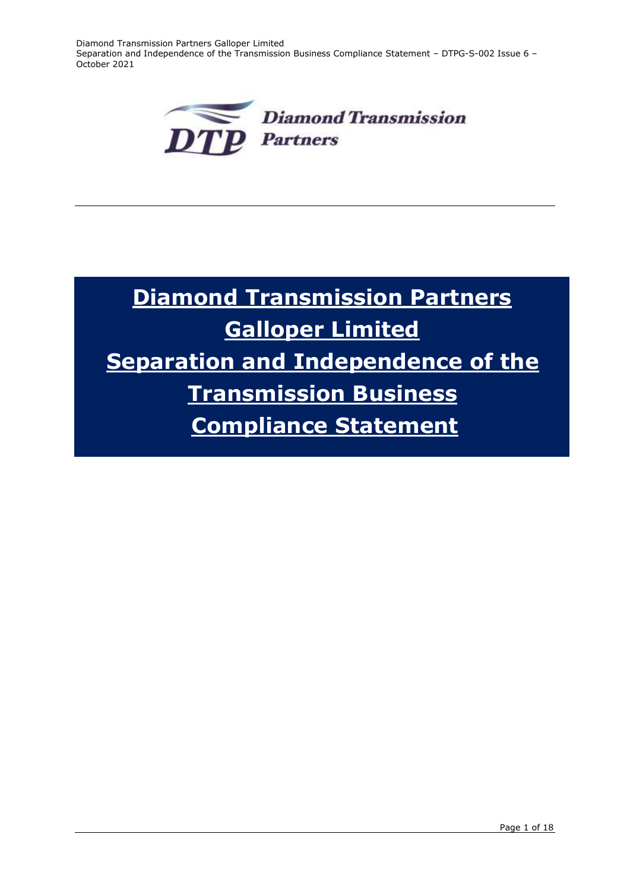# Diamond Transmission Partners Galloper Limited

# Separation and Independence of the Transmission Business Compliance Statement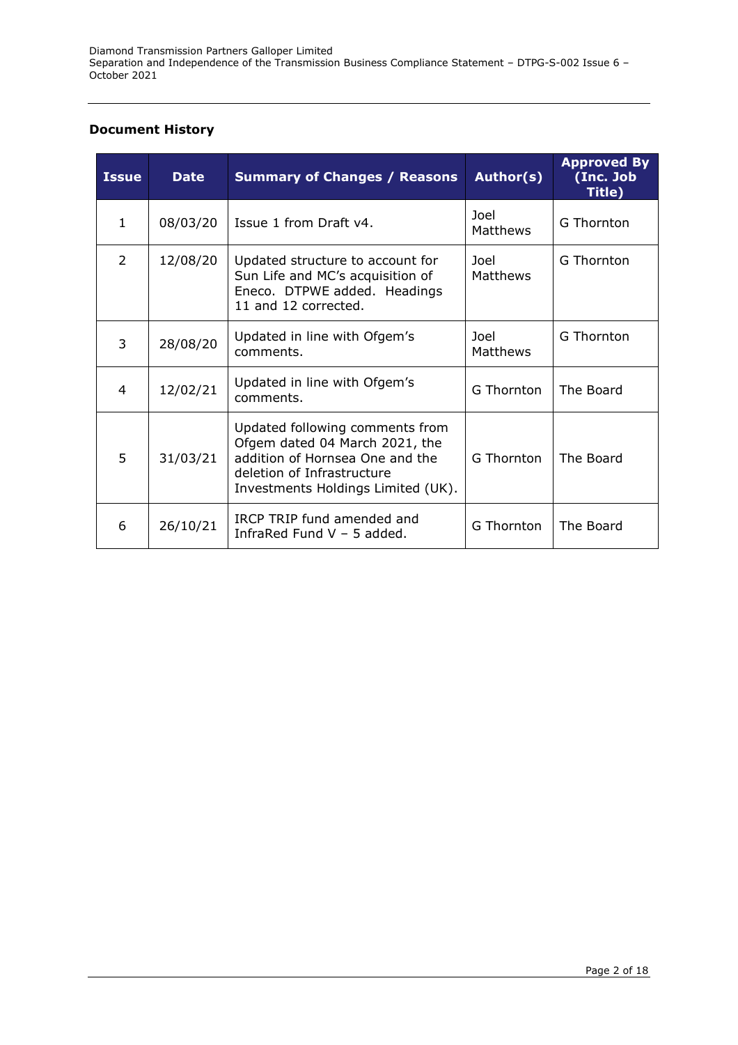**Document History**

| Issue | Date | Summary of Changes / Reasons | Author(s) | Approved By (Inc. Job Title) |
|---|---|---|---|---|
| 1 | 08/03/20 | Issue 1 from Draft v4. | Joel Matthews | G Thornton |
| 2 | 12/08/20 | Updated structure to account for Sun Life and MC's acquisition of Eneco. DTPWE added. Headings 11 and 12 corrected. | Joel Matthews | G Thornton |
| 3 | 28/08/20 | Updated in line with Ofgem's comments. | Joel Matthews | G Thornton |
| 4 | 12/02/21 | Updated in line with Ofgem's comments. | G Thornton | The Board |
| 5 | 31/03/21 | Updated following comments from Ofgem dated 04 March 2021, the addition of Hornsea One and the deletion of Infrastructure Investments Holdings Limited (UK). | G Thornton | The Board |
| 6 | 26/10/21 | IRCP TRIP fund amended and InfraRed Fund V – 5 added. | G Thornton | The Board |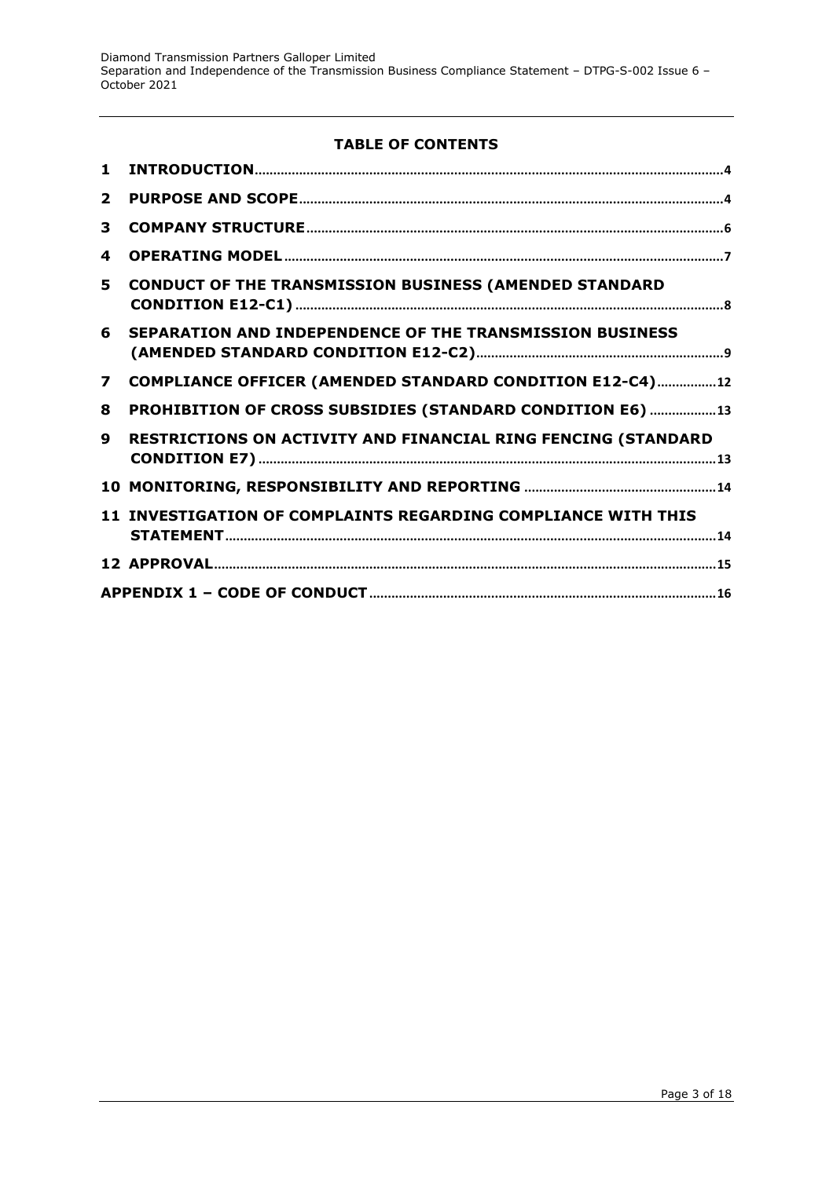## TABLE OF CONTENTS

| | | |
|---|---|---|
| 1 | INTRODUCTION | 4 |
| 2 | PURPOSE AND SCOPE | 4 |
| 3 | COMPANY STRUCTURE | 6 |
| 4 | OPERATING MODEL | 7 |
| 5 | CONDUCT OF THE TRANSMISSION BUSINESS (AMENDED STANDARD CONDITION E12-C1) | 8 |
| 6 | SEPARATION AND INDEPENDENCE OF THE TRANSMISSION BUSINESS (AMENDED STANDARD CONDITION E12-C2) | 9 |
| 7 | COMPLIANCE OFFICER (AMENDED STANDARD CONDITION E12-C4) | 12 |
| 8 | PROHIBITION OF CROSS SUBSIDIES (STANDARD CONDITION E6) | 13 |
| 9 | RESTRICTIONS ON ACTIVITY AND FINANCIAL RING FENCING (STANDARD CONDITION E7) | 13 |
| 10 | MONITORING, RESPONSIBILITY AND REPORTING | 14 |
| 11 | INVESTIGATION OF COMPLAINTS REGARDING COMPLIANCE WITH THIS STATEMENT | 14 |
| 12 | APPROVAL | 15 |
| | APPENDIX 1 – CODE OF CONDUCT | 16 |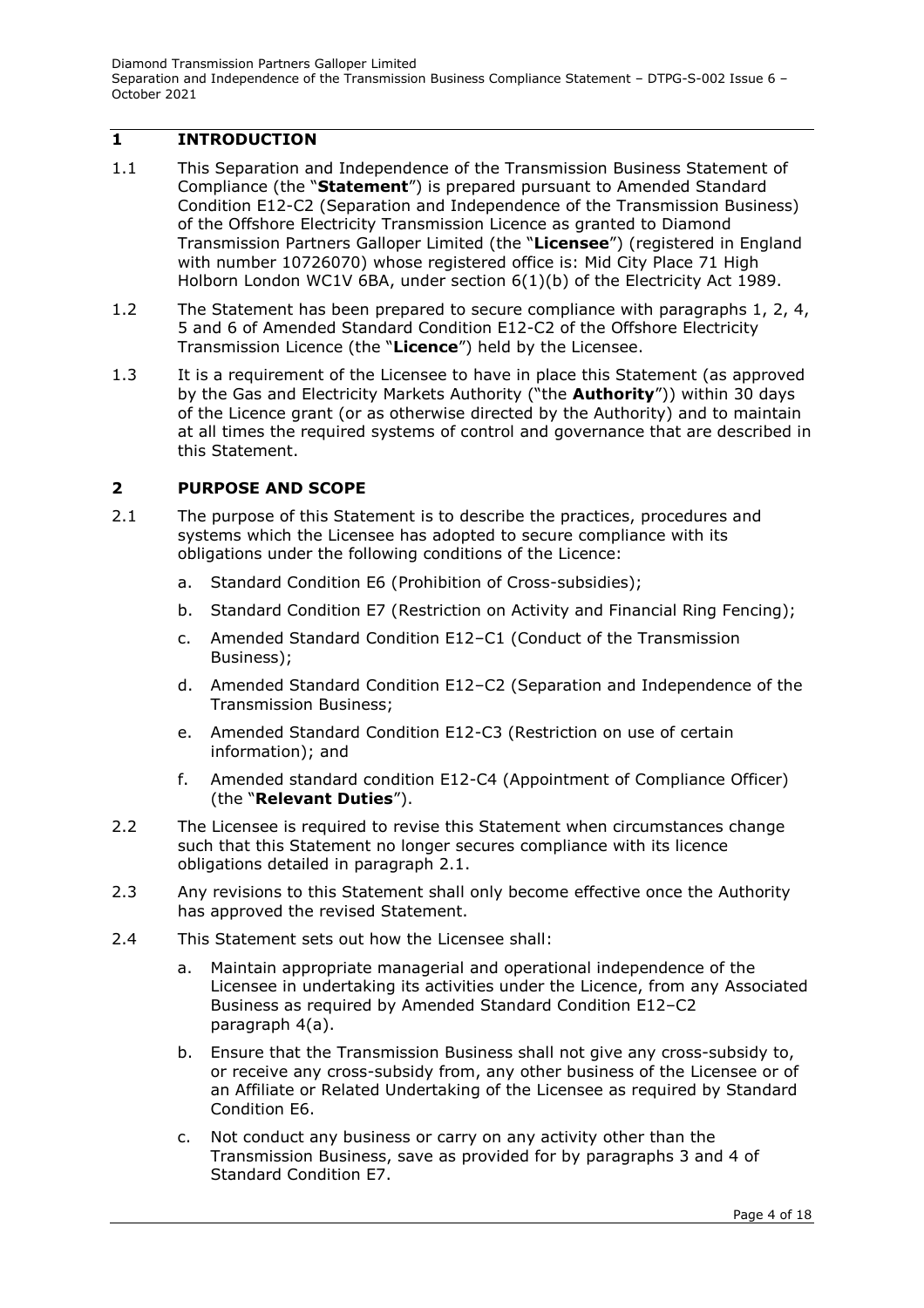## 1 INTRODUCTION

1.1 This Separation and Independence of the Transmission Business Statement of Compliance (the "**Statement**") is prepared pursuant to Amended Standard Condition E12-C2 (Separation and Independence of the Transmission Business) of the Offshore Electricity Transmission Licence as granted to Diamond Transmission Partners Galloper Limited (the "**Licensee**") (registered in England with number 10726070) whose registered office is: Mid City Place 71 High Holborn London WC1V 6BA, under section 6(1)(b) of the Electricity Act 1989.

1.2 The Statement has been prepared to secure compliance with paragraphs 1, 2, 4, 5 and 6 of Amended Standard Condition E12-C2 of the Offshore Electricity Transmission Licence (the "**Licence**") held by the Licensee.

1.3 It is a requirement of the Licensee to have in place this Statement (as approved by the Gas and Electricity Markets Authority ("the **Authority**")) within 30 days of the Licence grant (or as otherwise directed by the Authority) and to maintain at all times the required systems of control and governance that are described in this Statement.

## 2 PURPOSE AND SCOPE

2.1 The purpose of this Statement is to describe the practices, procedures and systems which the Licensee has adopted to secure compliance with its obligations under the following conditions of the Licence:

a. Standard Condition E6 (Prohibition of Cross-subsidies);

b. Standard Condition E7 (Restriction on Activity and Financial Ring Fencing);

c. Amended Standard Condition E12–C1 (Conduct of the Transmission Business);

d. Amended Standard Condition E12–C2 (Separation and Independence of the Transmission Business;

e. Amended Standard Condition E12-C3 (Restriction on use of certain information); and

f. Amended standard condition E12-C4 (Appointment of Compliance Officer) (the "**Relevant Duties**").

2.2 The Licensee is required to revise this Statement when circumstances change such that this Statement no longer secures compliance with its licence obligations detailed in paragraph 2.1.

2.3 Any revisions to this Statement shall only become effective once the Authority has approved the revised Statement.

2.4 This Statement sets out how the Licensee shall:

a. Maintain appropriate managerial and operational independence of the Licensee in undertaking its activities under the Licence, from any Associated Business as required by Amended Standard Condition E12–C2 paragraph 4(a).

b. Ensure that the Transmission Business shall not give any cross-subsidy to, or receive any cross-subsidy from, any other business of the Licensee or of an Affiliate or Related Undertaking of the Licensee as required by Standard Condition E6.

c. Not conduct any business or carry on any activity other than the Transmission Business, save as provided for by paragraphs 3 and 4 of Standard Condition E7.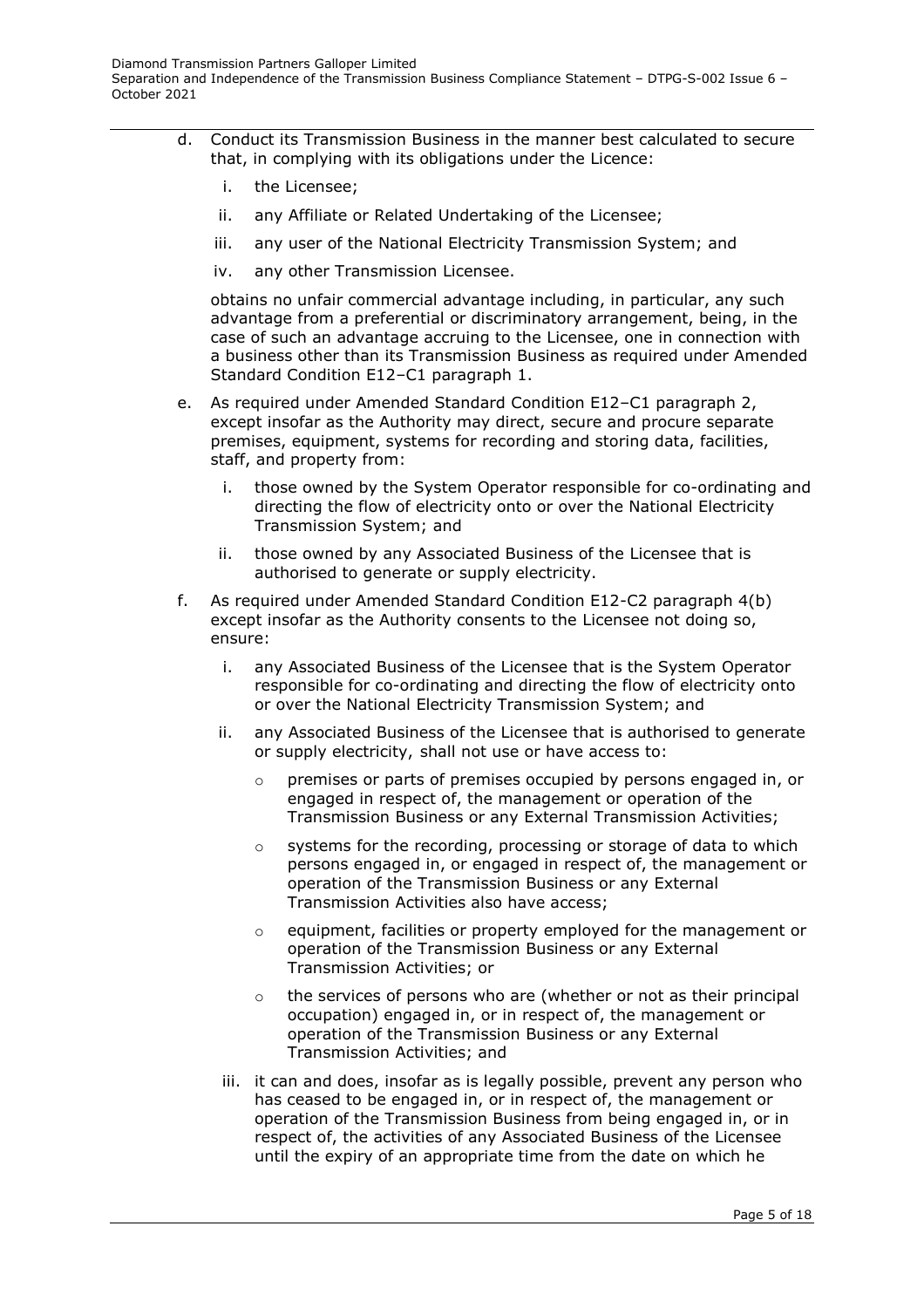d. Conduct its Transmission Business in the manner best calculated to secure that, in complying with its obligations under the Licence:

   i. the Licensee;

   ii. any Affiliate or Related Undertaking of the Licensee;

   iii. any user of the National Electricity Transmission System; and

   iv. any other Transmission Licensee.

   obtains no unfair commercial advantage including, in particular, any such advantage from a preferential or discriminatory arrangement, being, in the case of such an advantage accruing to the Licensee, one in connection with a business other than its Transmission Business as required under Amended Standard Condition E12–C1 paragraph 1.

e. As required under Amended Standard Condition E12–C1 paragraph 2, except insofar as the Authority may direct, secure and procure separate premises, equipment, systems for recording and storing data, facilities, staff, and property from:

   i. those owned by the System Operator responsible for co-ordinating and directing the flow of electricity onto or over the National Electricity Transmission System; and

   ii. those owned by any Associated Business of the Licensee that is authorised to generate or supply electricity.

f. As required under Amended Standard Condition E12-C2 paragraph 4(b) except insofar as the Authority consents to the Licensee not doing so, ensure:

   i. any Associated Business of the Licensee that is the System Operator responsible for co-ordinating and directing the flow of electricity onto or over the National Electricity Transmission System; and

   ii. any Associated Business of the Licensee that is authorised to generate or supply electricity, shall not use or have access to:

      - premises or parts of premises occupied by persons engaged in, or engaged in respect of, the management or operation of the Transmission Business or any External Transmission Activities;
      - systems for the recording, processing or storage of data to which persons engaged in, or engaged in respect of, the management or operation of the Transmission Business or any External Transmission Activities also have access;
      - equipment, facilities or property employed for the management or operation of the Transmission Business or any External Transmission Activities; or
      - the services of persons who are (whether or not as their principal occupation) engaged in, or in respect of, the management or operation of the Transmission Business or any External Transmission Activities; and

   iii. it can and does, insofar as is legally possible, prevent any person who has ceased to be engaged in, or in respect of, the management or operation of the Transmission Business from being engaged in, or in respect of, the activities of any Associated Business of the Licensee until the expiry of an appropriate time from the date on which he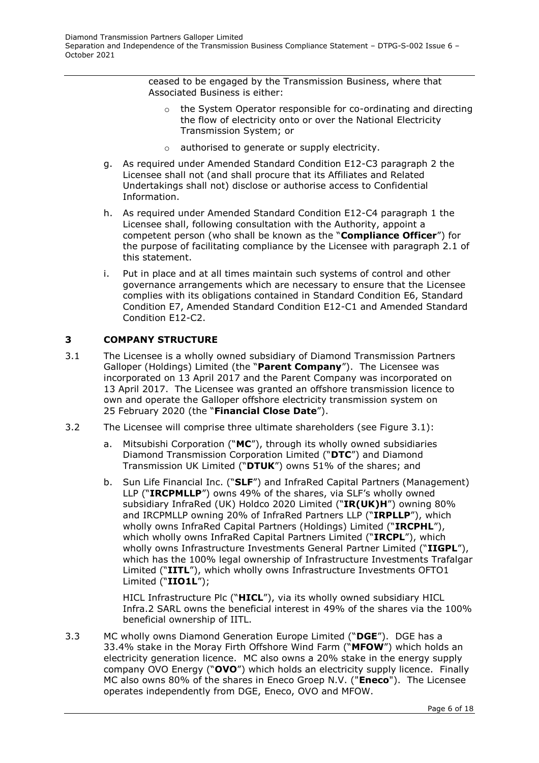ceased to be engaged by the Transmission Business, where that Associated Business is either:

- the System Operator responsible for co-ordinating and directing the flow of electricity onto or over the National Electricity Transmission System; or
- authorised to generate or supply electricity.

g. As required under Amended Standard Condition E12-C3 paragraph 2 the Licensee shall not (and shall procure that its Affiliates and Related Undertakings shall not) disclose or authorise access to Confidential Information.

h. As required under Amended Standard Condition E12-C4 paragraph 1 the Licensee shall, following consultation with the Authority, appoint a competent person (who shall be known as the "**Compliance Officer**") for the purpose of facilitating compliance by the Licensee with paragraph 2.1 of this statement.

i. Put in place and at all times maintain such systems of control and other governance arrangements which are necessary to ensure that the Licensee complies with its obligations contained in Standard Condition E6, Standard Condition E7, Amended Standard Condition E12-C1 and Amended Standard Condition E12-C2.

## 3 COMPANY STRUCTURE

3.1 The Licensee is a wholly owned subsidiary of Diamond Transmission Partners Galloper (Holdings) Limited (the "**Parent Company**"). The Licensee was incorporated on 13 April 2017 and the Parent Company was incorporated on 13 April 2017. The Licensee was granted an offshore transmission licence to own and operate the Galloper offshore electricity transmission system on 25 February 2020 (the "**Financial Close Date**").

3.2 The Licensee will comprise three ultimate shareholders (see Figure 3.1):

a. Mitsubishi Corporation ("**MC**"), through its wholly owned subsidiaries Diamond Transmission Corporation Limited ("**DTC**") and Diamond Transmission UK Limited ("**DTUK**") owns 51% of the shares; and

b. Sun Life Financial Inc. ("**SLF**") and InfraRed Capital Partners (Management) LLP ("**IRCPMLLP**") owns 49% of the shares, via SLF's wholly owned subsidiary InfraRed (UK) Holdco 2020 Limited ("**IR(UK)H**") owning 80% and IRCPMLLP owning 20% of InfraRed Partners LLP ("**IRPLLP**"), which wholly owns InfraRed Capital Partners (Holdings) Limited ("**IRCPHL**"), which wholly owns InfraRed Capital Partners Limited ("**IRCPL**"), which wholly owns Infrastructure Investments General Partner Limited ("**IIGPL**"), which has the 100% legal ownership of Infrastructure Investments Trafalgar Limited ("**IITL**"), which wholly owns Infrastructure Investments OFTO1 Limited ("**IIO1L**");

   HICL Infrastructure Plc ("**HICL**"), via its wholly owned subsidiary HICL Infra.2 SARL owns the beneficial interest in 49% of the shares via the 100% beneficial ownership of IITL.

3.3 MC wholly owns Diamond Generation Europe Limited ("**DGE**"). DGE has a 33.4% stake in the Moray Firth Offshore Wind Farm ("**MFOW**") which holds an electricity generation licence. MC also owns a 20% stake in the energy supply company OVO Energy ("**OVO**") which holds an electricity supply licence. Finally MC also owns 80% of the shares in Eneco Groep N.V. ("**Eneco**"). The Licensee operates independently from DGE, Eneco, OVO and MFOW.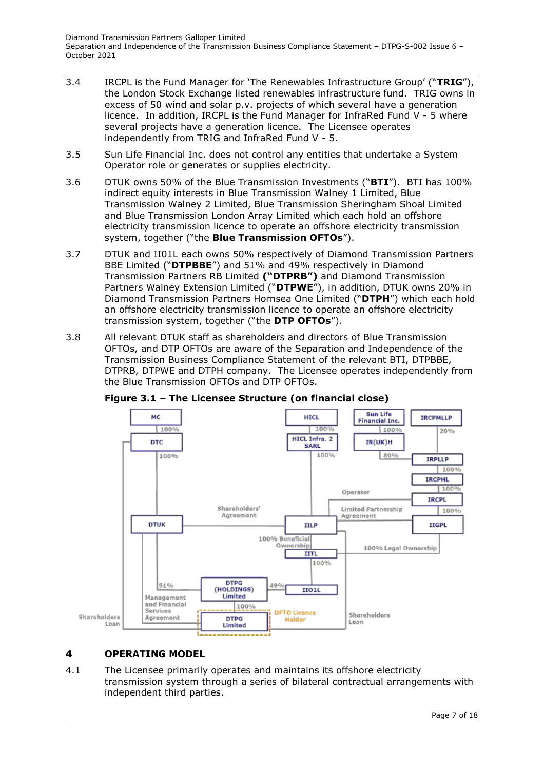3.4 IRCPL is the Fund Manager for 'The Renewables Infrastructure Group' ("**TRIG**"), the London Stock Exchange listed renewables infrastructure fund. TRIG owns in excess of 50 wind and solar p.v. projects of which several have a generation licence. In addition, IRCPL is the Fund Manager for InfraRed Fund V - 5 where several projects have a generation licence. The Licensee operates independently from TRIG and InfraRed Fund V - 5.

3.5 Sun Life Financial Inc. does not control any entities that undertake a System Operator role or generates or supplies electricity.

3.6 DTUK owns 50% of the Blue Transmission Investments ("**BTI**"). BTI has 100% indirect equity interests in Blue Transmission Walney 1 Limited, Blue Transmission Walney 2 Limited, Blue Transmission Sheringham Shoal Limited and Blue Transmission London Array Limited which each hold an offshore electricity transmission licence to operate an offshore electricity transmission system, together ("the **Blue Transmission OFTOs**").

3.7 DTUK and II01L each owns 50% respectively of Diamond Transmission Partners BBE Limited ("**DTPBBE**") and 51% and 49% respectively in Diamond Transmission Partners RB Limited **("DTPRB")** and Diamond Transmission Partners Walney Extension Limited ("**DTPWE**"), in addition, DTUK owns 20% in Diamond Transmission Partners Hornsea One Limited ("**DTPH**") which each hold an offshore electricity transmission licence to operate an offshore electricity transmission system, together ("the **DTP OFTOs**").

3.8 All relevant DTUK staff as shareholders and directors of Blue Transmission OFTOs, and DTP OFTOs are aware of the Separation and Independence of the Transmission Business Compliance Statement of the relevant BTI, DTPBBE, DTPRB, DTPWE and DTPH company. The Licensee operates independently from the Blue Transmission OFTOs and DTP OFTOs.

**Figure 3.1 – The Licensee Structure (on financial close)**

MC —100%→ DTC —100%→ DTUK

HICL —100%→ HICL Infra. 2 SARL —100%→ IILP

Sun Life Financial Inc. —100%→ IR(UK)H —80%→ IRPLLP

IRCPMLLP —20%→ IRPLLP

IRPLLP —100%→ IRCPHL —100%→ IRCPL —100%→ IIGPL

IRCPL — Operator — IILP

IIGPL — Limited Partnership Agreement — IILP

DTUK — Shareholders' Agreement — IILP

IILP — 100% Beneficial Ownership → IITL

IIGPL — 100% Legal Ownership → IITL

IITL —100%→ II01L

DTUK —51%→ DTPG (HOLDINGS) Limited

II01L —49%→ DTPG (HOLDINGS) Limited

DTPG (HOLDINGS) Limited —100%→ DTPG Limited (OFTO Licence Holder)

DTUK — Management and Financial Services Agreement — DTPG Limited

DTC — Shareholders Loan — DTPG Limited

IILP — Shareholders Loan — DTPG Limited

## 4 OPERATING MODEL

4.1 The Licensee primarily operates and maintains its offshore electricity transmission system through a series of bilateral contractual arrangements with independent third parties.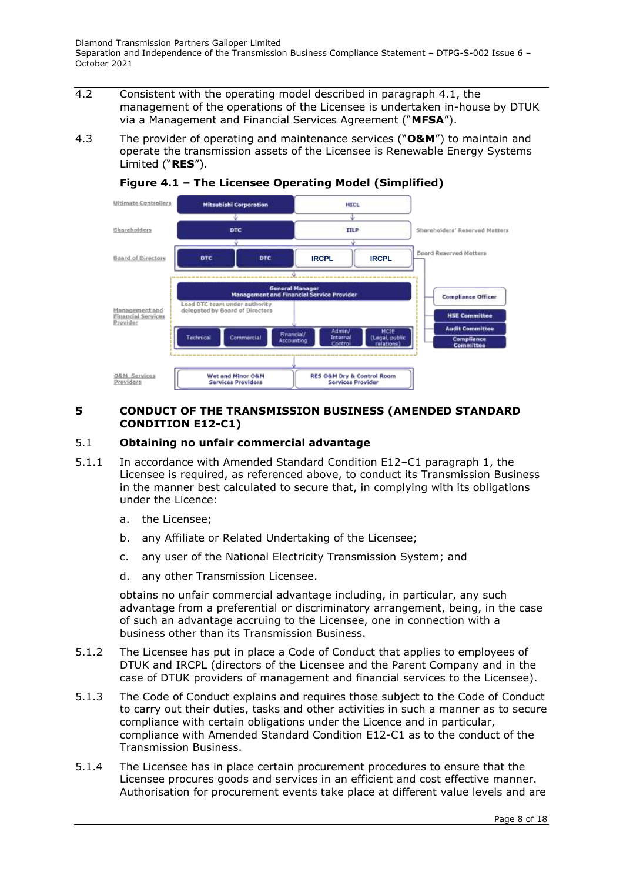4.2 Consistent with the operating model described in paragraph 4.1, the management of the operations of the Licensee is undertaken in-house by DTUK via a Management and Financial Services Agreement ("**MFSA**").

4.3 The provider of operating and maintenance services ("**O&M**") to maintain and operate the transmission assets of the Licensee is Renewable Energy Systems Limited ("**RES**").

**Figure 4.1 – The Licensee Operating Model (Simplified)**

Ultimate Controllers: Mitsubishi Corporation | HICL

Shareholders: DTC | IILP — Shareholders' Reserved Matters

Board of Directors: DTC | DTC | IRCPL | IRCPL — Board Reserved Matters

Management and Financial Services Provider: General Manager, Management and Financial Service Provider — Lead DTC team under authority delegated by Board of Directors — Technical | Commercial | Financial/ Accounting | Admin/ Internal Control | MCIE (Legal, public relations)

Compliance Officer; HSE Committee; Audit Committee; Compliance Committee

O&M Services Providers: Wet and Minor O&M Services Providers | RES O&M Dry & Control Room Services Provider

## 5 CONDUCT OF THE TRANSMISSION BUSINESS (AMENDED STANDARD CONDITION E12-C1)

### 5.1 Obtaining no unfair commercial advantage

5.1.1 In accordance with Amended Standard Condition E12–C1 paragraph 1, the Licensee is required, as referenced above, to conduct its Transmission Business in the manner best calculated to secure that, in complying with its obligations under the Licence:

a. the Licensee;

b. any Affiliate or Related Undertaking of the Licensee;

c. any user of the National Electricity Transmission System; and

d. any other Transmission Licensee.

obtains no unfair commercial advantage including, in particular, any such advantage from a preferential or discriminatory arrangement, being, in the case of such an advantage accruing to the Licensee, one in connection with a business other than its Transmission Business.

5.1.2 The Licensee has put in place a Code of Conduct that applies to employees of DTUK and IRCPL (directors of the Licensee and the Parent Company and in the case of DTUK providers of management and financial services to the Licensee).

5.1.3 The Code of Conduct explains and requires those subject to the Code of Conduct to carry out their duties, tasks and other activities in such a manner as to secure compliance with certain obligations under the Licence and in particular, compliance with Amended Standard Condition E12-C1 as to the conduct of the Transmission Business.

5.1.4 The Licensee has in place certain procurement procedures to ensure that the Licensee procures goods and services in an efficient and cost effective manner. Authorisation for procurement events take place at different value levels and are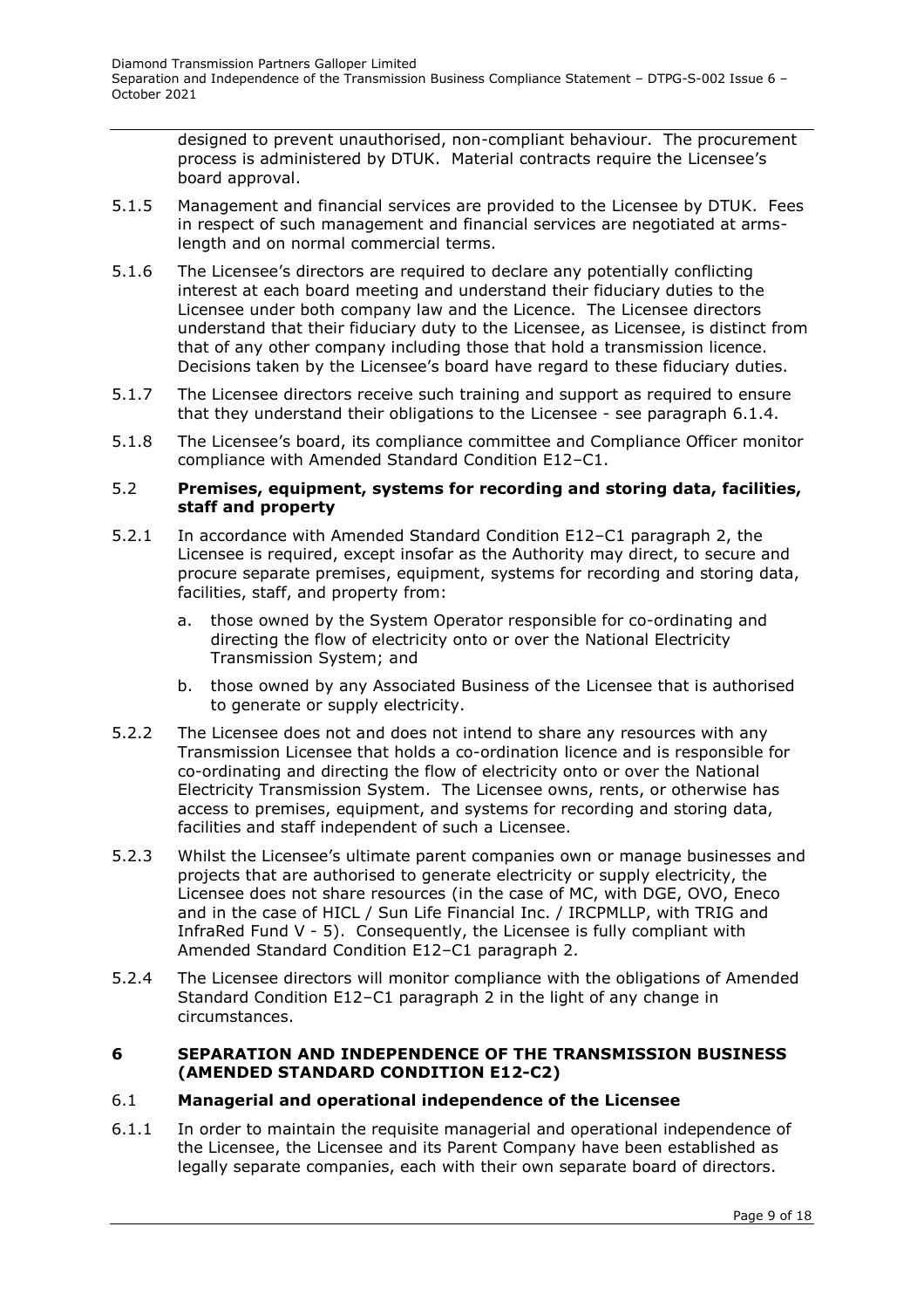designed to prevent unauthorised, non-compliant behaviour. The procurement process is administered by DTUK. Material contracts require the Licensee's board approval.

5.1.5 Management and financial services are provided to the Licensee by DTUK. Fees in respect of such management and financial services are negotiated at arms-length and on normal commercial terms.

5.1.6 The Licensee's directors are required to declare any potentially conflicting interest at each board meeting and understand their fiduciary duties to the Licensee under both company law and the Licence. The Licensee directors understand that their fiduciary duty to the Licensee, as Licensee, is distinct from that of any other company including those that hold a transmission licence. Decisions taken by the Licensee's board have regard to these fiduciary duties.

5.1.7 The Licensee directors receive such training and support as required to ensure that they understand their obligations to the Licensee - see paragraph 6.1.4.

5.1.8 The Licensee's board, its compliance committee and Compliance Officer monitor compliance with Amended Standard Condition E12–C1.

### 5.2 Premises, equipment, systems for recording and storing data, facilities, staff and property

5.2.1 In accordance with Amended Standard Condition E12–C1 paragraph 2, the Licensee is required, except insofar as the Authority may direct, to secure and procure separate premises, equipment, systems for recording and storing data, facilities, staff, and property from:

a. those owned by the System Operator responsible for co-ordinating and directing the flow of electricity onto or over the National Electricity Transmission System; and

b. those owned by any Associated Business of the Licensee that is authorised to generate or supply electricity.

5.2.2 The Licensee does not and does not intend to share any resources with any Transmission Licensee that holds a co-ordination licence and is responsible for co-ordinating and directing the flow of electricity onto or over the National Electricity Transmission System. The Licensee owns, rents, or otherwise has access to premises, equipment, and systems for recording and storing data, facilities and staff independent of such a Licensee.

5.2.3 Whilst the Licensee's ultimate parent companies own or manage businesses and projects that are authorised to generate electricity or supply electricity, the Licensee does not share resources (in the case of MC, with DGE, OVO, Eneco and in the case of HICL / Sun Life Financial Inc. / IRCPMLLP, with TRIG and InfraRed Fund V - 5). Consequently, the Licensee is fully compliant with Amended Standard Condition E12–C1 paragraph 2.

5.2.4 The Licensee directors will monitor compliance with the obligations of Amended Standard Condition E12–C1 paragraph 2 in the light of any change in circumstances.

## 6 SEPARATION AND INDEPENDENCE OF THE TRANSMISSION BUSINESS (AMENDED STANDARD CONDITION E12-C2)

### 6.1 Managerial and operational independence of the Licensee

6.1.1 In order to maintain the requisite managerial and operational independence of the Licensee, the Licensee and its Parent Company have been established as legally separate companies, each with their own separate board of directors.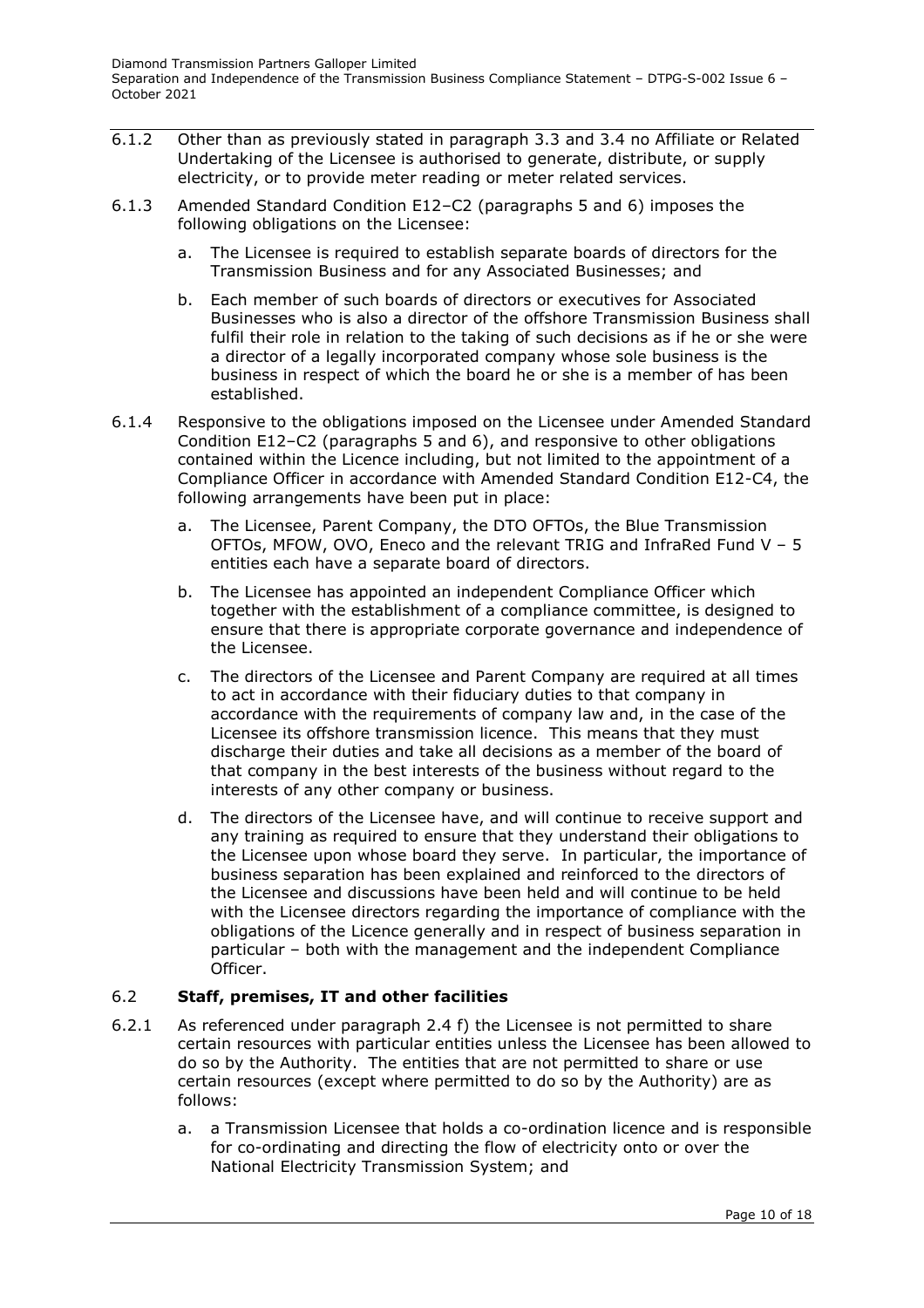6.1.2 Other than as previously stated in paragraph 3.3 and 3.4 no Affiliate or Related Undertaking of the Licensee is authorised to generate, distribute, or supply electricity, or to provide meter reading or meter related services.

6.1.3 Amended Standard Condition E12–C2 (paragraphs 5 and 6) imposes the following obligations on the Licensee:

a. The Licensee is required to establish separate boards of directors for the Transmission Business and for any Associated Businesses; and

b. Each member of such boards of directors or executives for Associated Businesses who is also a director of the offshore Transmission Business shall fulfil their role in relation to the taking of such decisions as if he or she were a director of a legally incorporated company whose sole business is the business in respect of which the board he or she is a member of has been established.

6.1.4 Responsive to the obligations imposed on the Licensee under Amended Standard Condition E12–C2 (paragraphs 5 and 6), and responsive to other obligations contained within the Licence including, but not limited to the appointment of a Compliance Officer in accordance with Amended Standard Condition E12-C4, the following arrangements have been put in place:

a. The Licensee, Parent Company, the DTO OFTOs, the Blue Transmission OFTOs, MFOW, OVO, Eneco and the relevant TRIG and InfraRed Fund V – 5 entities each have a separate board of directors.

b. The Licensee has appointed an independent Compliance Officer which together with the establishment of a compliance committee, is designed to ensure that there is appropriate corporate governance and independence of the Licensee.

c. The directors of the Licensee and Parent Company are required at all times to act in accordance with their fiduciary duties to that company in accordance with the requirements of company law and, in the case of the Licensee its offshore transmission licence. This means that they must discharge their duties and take all decisions as a member of the board of that company in the best interests of the business without regard to the interests of any other company or business.

d. The directors of the Licensee have, and will continue to receive support and any training as required to ensure that they understand their obligations to the Licensee upon whose board they serve. In particular, the importance of business separation has been explained and reinforced to the directors of the Licensee and discussions have been held and will continue to be held with the Licensee directors regarding the importance of compliance with the obligations of the Licence generally and in respect of business separation in particular – both with the management and the independent Compliance Officer.

### 6.2 **Staff, premises, IT and other facilities**

6.2.1 As referenced under paragraph 2.4 f) the Licensee is not permitted to share certain resources with particular entities unless the Licensee has been allowed to do so by the Authority. The entities that are not permitted to share or use certain resources (except where permitted to do so by the Authority) are as follows:

a. a Transmission Licensee that holds a co-ordination licence and is responsible for co-ordinating and directing the flow of electricity onto or over the National Electricity Transmission System; and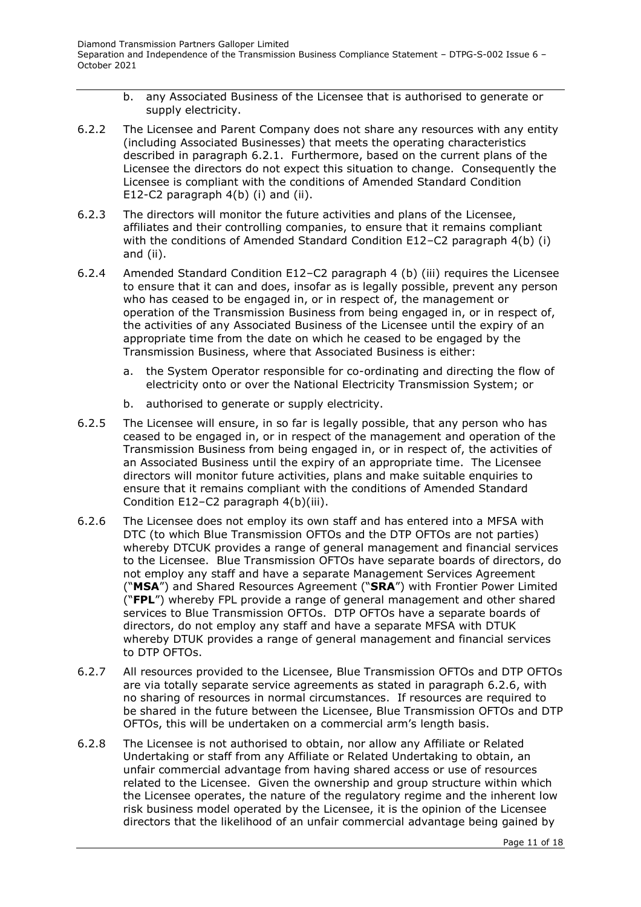b. any Associated Business of the Licensee that is authorised to generate or supply electricity.

6.2.2 The Licensee and Parent Company does not share any resources with any entity (including Associated Businesses) that meets the operating characteristics described in paragraph 6.2.1. Furthermore, based on the current plans of the Licensee the directors do not expect this situation to change. Consequently the Licensee is compliant with the conditions of Amended Standard Condition E12-C2 paragraph 4(b) (i) and (ii).

6.2.3 The directors will monitor the future activities and plans of the Licensee, affiliates and their controlling companies, to ensure that it remains compliant with the conditions of Amended Standard Condition E12–C2 paragraph 4(b) (i) and (ii).

6.2.4 Amended Standard Condition E12–C2 paragraph 4 (b) (iii) requires the Licensee to ensure that it can and does, insofar as is legally possible, prevent any person who has ceased to be engaged in, or in respect of, the management or operation of the Transmission Business from being engaged in, or in respect of, the activities of any Associated Business of the Licensee until the expiry of an appropriate time from the date on which he ceased to be engaged by the Transmission Business, where that Associated Business is either:

a. the System Operator responsible for co-ordinating and directing the flow of electricity onto or over the National Electricity Transmission System; or

b. authorised to generate or supply electricity.

6.2.5 The Licensee will ensure, in so far is legally possible, that any person who has ceased to be engaged in, or in respect of the management and operation of the Transmission Business from being engaged in, or in respect of, the activities of an Associated Business until the expiry of an appropriate time. The Licensee directors will monitor future activities, plans and make suitable enquiries to ensure that it remains compliant with the conditions of Amended Standard Condition E12–C2 paragraph 4(b)(iii).

6.2.6 The Licensee does not employ its own staff and has entered into a MFSA with DTC (to which Blue Transmission OFTOs and the DTP OFTOs are not parties) whereby DTCUK provides a range of general management and financial services to the Licensee. Blue Transmission OFTOs have separate boards of directors, do not employ any staff and have a separate Management Services Agreement ("**MSA**") and Shared Resources Agreement ("**SRA**") with Frontier Power Limited ("**FPL**") whereby FPL provide a range of general management and other shared services to Blue Transmission OFTOs. DTP OFTOs have a separate boards of directors, do not employ any staff and have a separate MFSA with DTUK whereby DTUK provides a range of general management and financial services to DTP OFTOs.

6.2.7 All resources provided to the Licensee, Blue Transmission OFTOs and DTP OFTOs are via totally separate service agreements as stated in paragraph 6.2.6, with no sharing of resources in normal circumstances. If resources are required to be shared in the future between the Licensee, Blue Transmission OFTOs and DTP OFTOs, this will be undertaken on a commercial arm's length basis.

6.2.8 The Licensee is not authorised to obtain, nor allow any Affiliate or Related Undertaking or staff from any Affiliate or Related Undertaking to obtain, an unfair commercial advantage from having shared access or use of resources related to the Licensee. Given the ownership and group structure within which the Licensee operates, the nature of the regulatory regime and the inherent low risk business model operated by the Licensee, it is the opinion of the Licensee directors that the likelihood of an unfair commercial advantage being gained by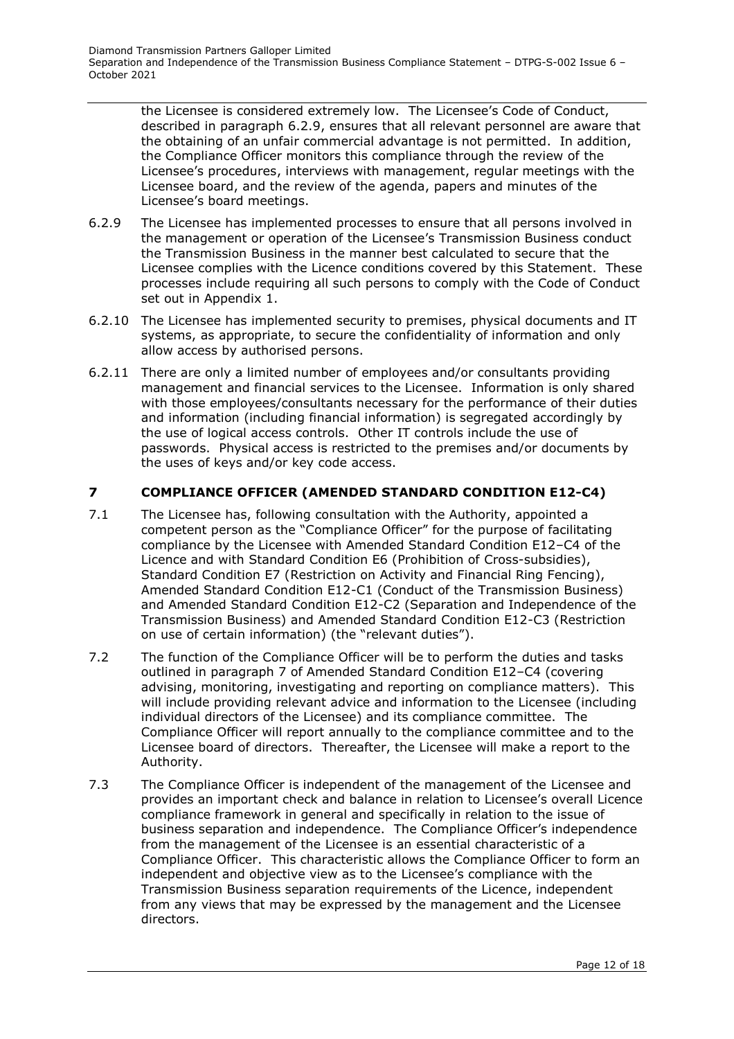the Licensee is considered extremely low. The Licensee's Code of Conduct, described in paragraph 6.2.9, ensures that all relevant personnel are aware that the obtaining of an unfair commercial advantage is not permitted. In addition, the Compliance Officer monitors this compliance through the review of the Licensee's procedures, interviews with management, regular meetings with the Licensee board, and the review of the agenda, papers and minutes of the Licensee's board meetings.

6.2.9 The Licensee has implemented processes to ensure that all persons involved in the management or operation of the Licensee's Transmission Business conduct the Transmission Business in the manner best calculated to secure that the Licensee complies with the Licence conditions covered by this Statement. These processes include requiring all such persons to comply with the Code of Conduct set out in Appendix 1.

6.2.10 The Licensee has implemented security to premises, physical documents and IT systems, as appropriate, to secure the confidentiality of information and only allow access by authorised persons.

6.2.11 There are only a limited number of employees and/or consultants providing management and financial services to the Licensee. Information is only shared with those employees/consultants necessary for the performance of their duties and information (including financial information) is segregated accordingly by the use of logical access controls. Other IT controls include the use of passwords. Physical access is restricted to the premises and/or documents by the uses of keys and/or key code access.

## 7 COMPLIANCE OFFICER (AMENDED STANDARD CONDITION E12-C4)

7.1 The Licensee has, following consultation with the Authority, appointed a competent person as the "Compliance Officer" for the purpose of facilitating compliance by the Licensee with Amended Standard Condition E12–C4 of the Licence and with Standard Condition E6 (Prohibition of Cross-subsidies), Standard Condition E7 (Restriction on Activity and Financial Ring Fencing), Amended Standard Condition E12-C1 (Conduct of the Transmission Business) and Amended Standard Condition E12-C2 (Separation and Independence of the Transmission Business) and Amended Standard Condition E12-C3 (Restriction on use of certain information) (the "relevant duties").

7.2 The function of the Compliance Officer will be to perform the duties and tasks outlined in paragraph 7 of Amended Standard Condition E12–C4 (covering advising, monitoring, investigating and reporting on compliance matters). This will include providing relevant advice and information to the Licensee (including individual directors of the Licensee) and its compliance committee. The Compliance Officer will report annually to the compliance committee and to the Licensee board of directors. Thereafter, the Licensee will make a report to the Authority.

7.3 The Compliance Officer is independent of the management of the Licensee and provides an important check and balance in relation to Licensee's overall Licence compliance framework in general and specifically in relation to the issue of business separation and independence. The Compliance Officer's independence from the management of the Licensee is an essential characteristic of a Compliance Officer. This characteristic allows the Compliance Officer to form an independent and objective view as to the Licensee's compliance with the Transmission Business separation requirements of the Licence, independent from any views that may be expressed by the management and the Licensee directors.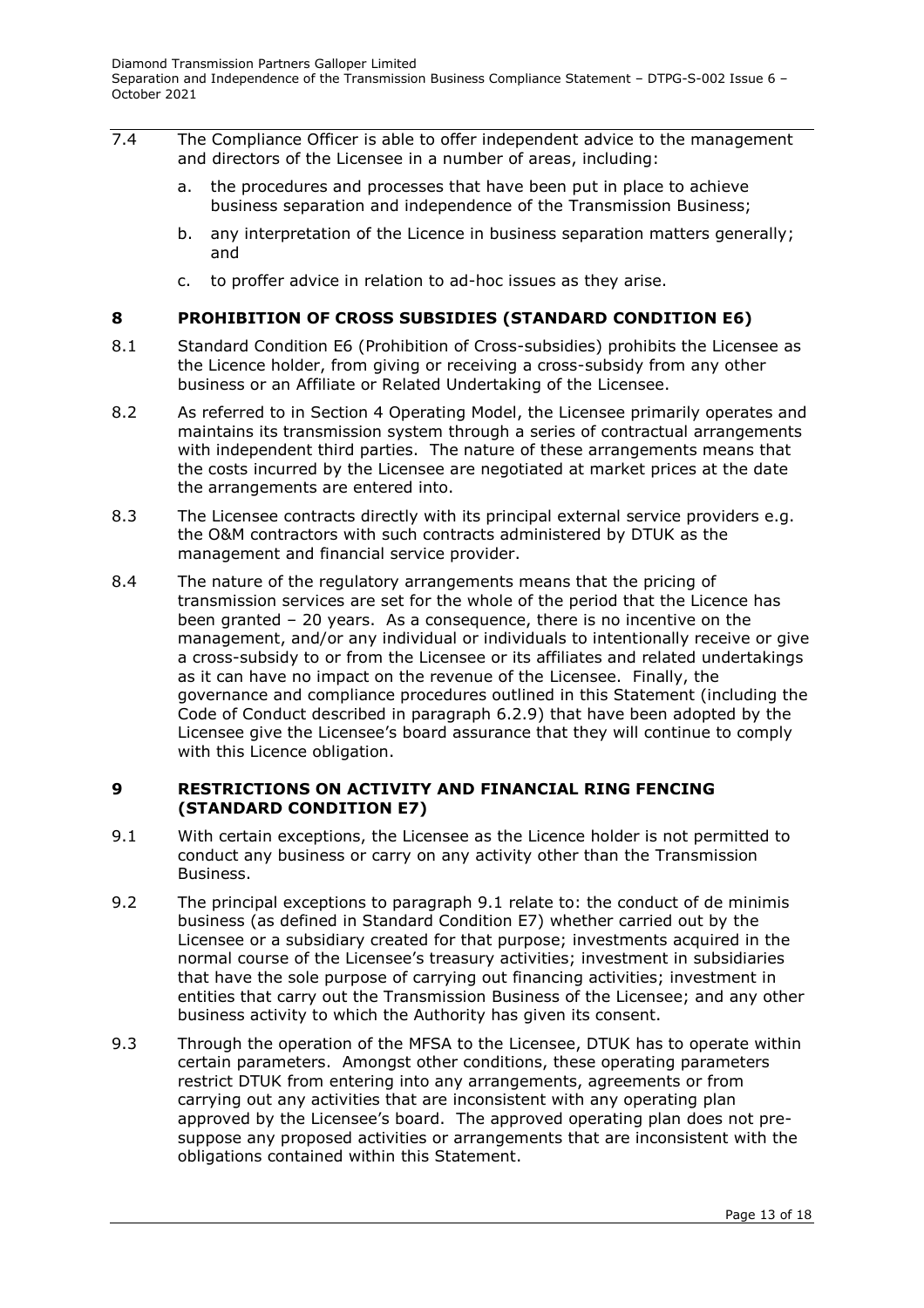7.4 The Compliance Officer is able to offer independent advice to the management and directors of the Licensee in a number of areas, including:

a. the procedures and processes that have been put in place to achieve business separation and independence of the Transmission Business;

b. any interpretation of the Licence in business separation matters generally; and

c. to proffer advice in relation to ad-hoc issues as they arise.

## 8 PROHIBITION OF CROSS SUBSIDIES (STANDARD CONDITION E6)

8.1 Standard Condition E6 (Prohibition of Cross-subsidies) prohibits the Licensee as the Licence holder, from giving or receiving a cross-subsidy from any other business or an Affiliate or Related Undertaking of the Licensee.

8.2 As referred to in Section 4 Operating Model, the Licensee primarily operates and maintains its transmission system through a series of contractual arrangements with independent third parties. The nature of these arrangements means that the costs incurred by the Licensee are negotiated at market prices at the date the arrangements are entered into.

8.3 The Licensee contracts directly with its principal external service providers e.g. the O&M contractors with such contracts administered by DTUK as the management and financial service provider.

8.4 The nature of the regulatory arrangements means that the pricing of transmission services are set for the whole of the period that the Licence has been granted – 20 years. As a consequence, there is no incentive on the management, and/or any individual or individuals to intentionally receive or give a cross-subsidy to or from the Licensee or its affiliates and related undertakings as it can have no impact on the revenue of the Licensee. Finally, the governance and compliance procedures outlined in this Statement (including the Code of Conduct described in paragraph 6.2.9) that have been adopted by the Licensee give the Licensee's board assurance that they will continue to comply with this Licence obligation.

## 9 RESTRICTIONS ON ACTIVITY AND FINANCIAL RING FENCING (STANDARD CONDITION E7)

9.1 With certain exceptions, the Licensee as the Licence holder is not permitted to conduct any business or carry on any activity other than the Transmission Business.

9.2 The principal exceptions to paragraph 9.1 relate to: the conduct of de minimis business (as defined in Standard Condition E7) whether carried out by the Licensee or a subsidiary created for that purpose; investments acquired in the normal course of the Licensee's treasury activities; investment in subsidiaries that have the sole purpose of carrying out financing activities; investment in entities that carry out the Transmission Business of the Licensee; and any other business activity to which the Authority has given its consent.

9.3 Through the operation of the MFSA to the Licensee, DTUK has to operate within certain parameters. Amongst other conditions, these operating parameters restrict DTUK from entering into any arrangements, agreements or from carrying out any activities that are inconsistent with any operating plan approved by the Licensee's board. The approved operating plan does not pre-suppose any proposed activities or arrangements that are inconsistent with the obligations contained within this Statement.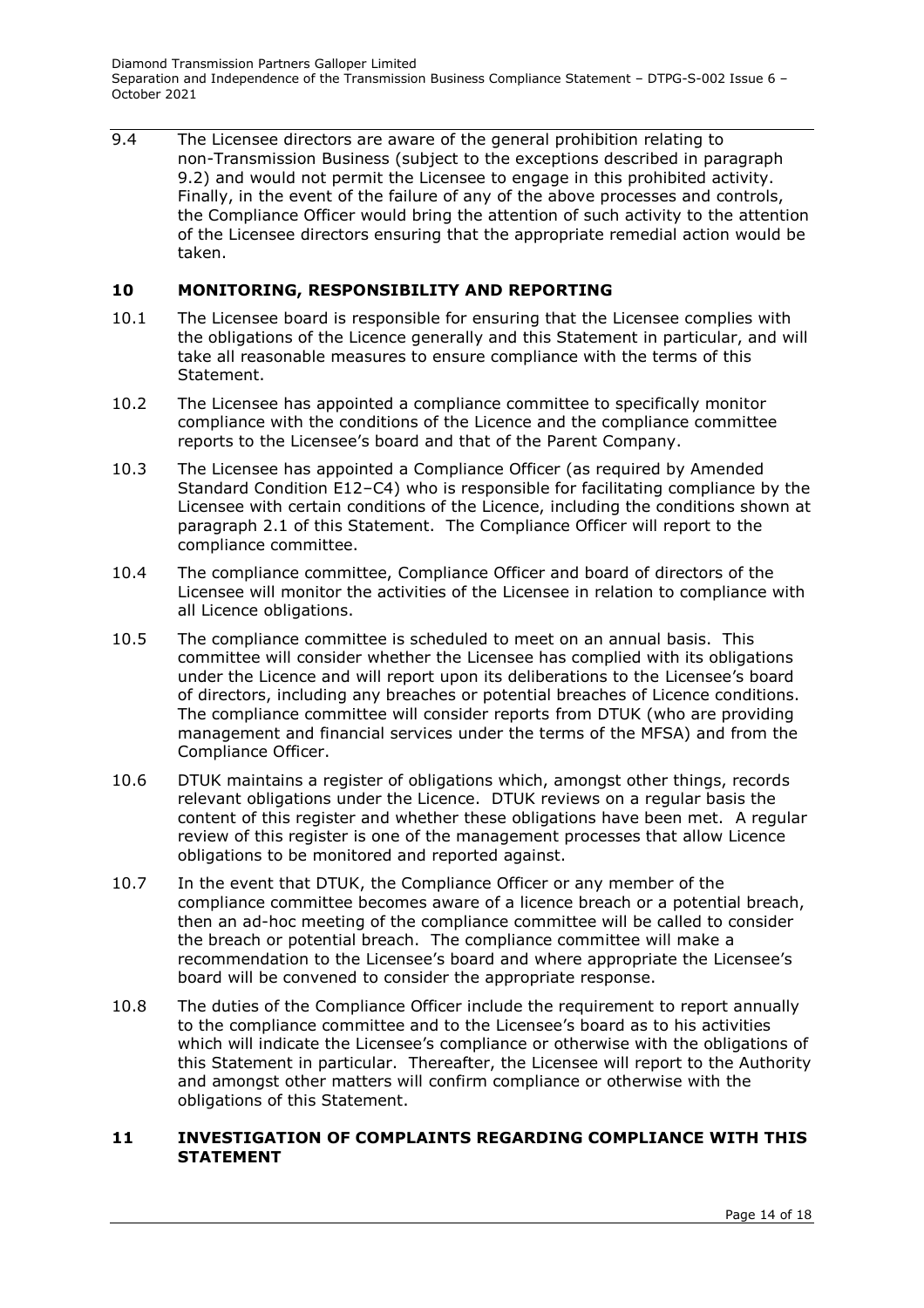9.4 The Licensee directors are aware of the general prohibition relating to non-Transmission Business (subject to the exceptions described in paragraph 9.2) and would not permit the Licensee to engage in this prohibited activity. Finally, in the event of the failure of any of the above processes and controls, the Compliance Officer would bring the attention of such activity to the attention of the Licensee directors ensuring that the appropriate remedial action would be taken.

## 10 MONITORING, RESPONSIBILITY AND REPORTING

10.1 The Licensee board is responsible for ensuring that the Licensee complies with the obligations of the Licence generally and this Statement in particular, and will take all reasonable measures to ensure compliance with the terms of this Statement.

10.2 The Licensee has appointed a compliance committee to specifically monitor compliance with the conditions of the Licence and the compliance committee reports to the Licensee's board and that of the Parent Company.

10.3 The Licensee has appointed a Compliance Officer (as required by Amended Standard Condition E12–C4) who is responsible for facilitating compliance by the Licensee with certain conditions of the Licence, including the conditions shown at paragraph 2.1 of this Statement. The Compliance Officer will report to the compliance committee.

10.4 The compliance committee, Compliance Officer and board of directors of the Licensee will monitor the activities of the Licensee in relation to compliance with all Licence obligations.

10.5 The compliance committee is scheduled to meet on an annual basis. This committee will consider whether the Licensee has complied with its obligations under the Licence and will report upon its deliberations to the Licensee's board of directors, including any breaches or potential breaches of Licence conditions. The compliance committee will consider reports from DTUK (who are providing management and financial services under the terms of the MFSA) and from the Compliance Officer.

10.6 DTUK maintains a register of obligations which, amongst other things, records relevant obligations under the Licence. DTUK reviews on a regular basis the content of this register and whether these obligations have been met. A regular review of this register is one of the management processes that allow Licence obligations to be monitored and reported against.

10.7 In the event that DTUK, the Compliance Officer or any member of the compliance committee becomes aware of a licence breach or a potential breach, then an ad-hoc meeting of the compliance committee will be called to consider the breach or potential breach. The compliance committee will make a recommendation to the Licensee's board and where appropriate the Licensee's board will be convened to consider the appropriate response.

10.8 The duties of the Compliance Officer include the requirement to report annually to the compliance committee and to the Licensee's board as to his activities which will indicate the Licensee's compliance or otherwise with the obligations of this Statement in particular. Thereafter, the Licensee will report to the Authority and amongst other matters will confirm compliance or otherwise with the obligations of this Statement.

## 11 INVESTIGATION OF COMPLAINTS REGARDING COMPLIANCE WITH THIS STATEMENT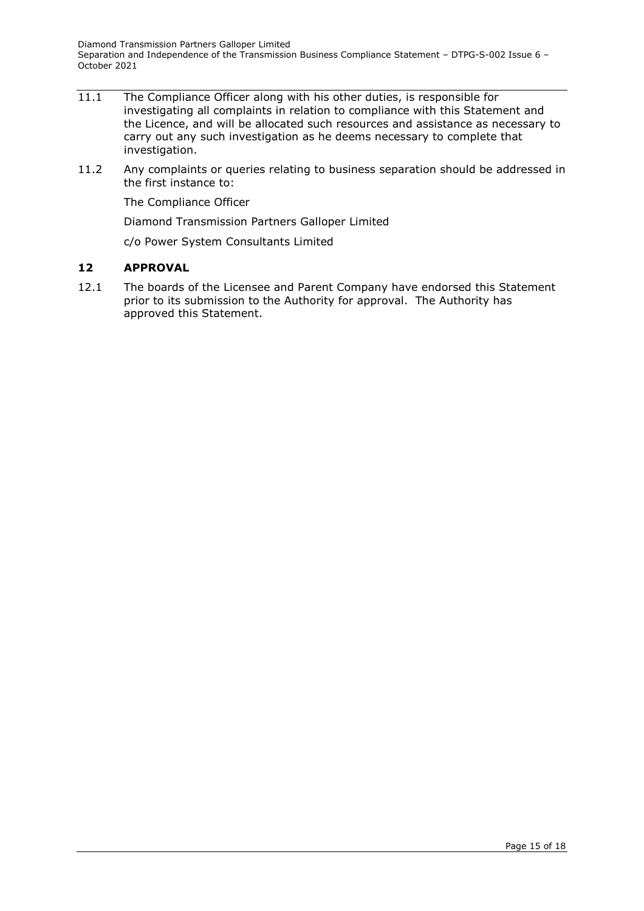11.1 The Compliance Officer along with his other duties, is responsible for investigating all complaints in relation to compliance with this Statement and the Licence, and will be allocated such resources and assistance as necessary to carry out any such investigation as he deems necessary to complete that investigation.

11.2 Any complaints or queries relating to business separation should be addressed in the first instance to:

The Compliance Officer

Diamond Transmission Partners Galloper Limited

c/o Power System Consultants Limited

## 12 APPROVAL

12.1 The boards of the Licensee and Parent Company have endorsed this Statement prior to its submission to the Authority for approval. The Authority has approved this Statement.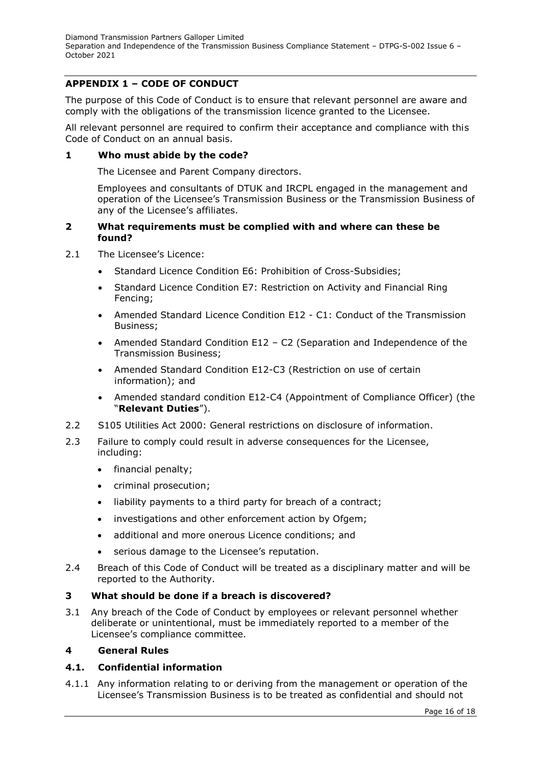## APPENDIX 1 – CODE OF CONDUCT

The purpose of this Code of Conduct is to ensure that relevant personnel are aware and comply with the obligations of the transmission licence granted to the Licensee.

All relevant personnel are required to confirm their acceptance and compliance with this Code of Conduct on an annual basis.

### 1 Who must abide by the code?

The Licensee and Parent Company directors.

Employees and consultants of DTUK and IRCPL engaged in the management and operation of the Licensee's Transmission Business or the Transmission Business of any of the Licensee's affiliates.

### 2 What requirements must be complied with and where can these be found?

2.1 The Licensee's Licence:

- Standard Licence Condition E6: Prohibition of Cross-Subsidies;
- Standard Licence Condition E7: Restriction on Activity and Financial Ring Fencing;
- Amended Standard Licence Condition E12 - C1: Conduct of the Transmission Business;
- Amended Standard Condition E12 – C2 (Separation and Independence of the Transmission Business;
- Amended Standard Condition E12-C3 (Restriction on use of certain information); and
- Amended standard condition E12-C4 (Appointment of Compliance Officer) (the "**Relevant Duties**").

2.2 S105 Utilities Act 2000: General restrictions on disclosure of information.

2.3 Failure to comply could result in adverse consequences for the Licensee, including:

- financial penalty;
- criminal prosecution;
- liability payments to a third party for breach of a contract;
- investigations and other enforcement action by Ofgem;
- additional and more onerous Licence conditions; and
- serious damage to the Licensee's reputation.

2.4 Breach of this Code of Conduct will be treated as a disciplinary matter and will be reported to the Authority.

### 3 What should be done if a breach is discovered?

3.1 Any breach of the Code of Conduct by employees or relevant personnel whether deliberate or unintentional, must be immediately reported to a member of the Licensee's compliance committee.

### 4 General Rules

#### 4.1. Confidential information

4.1.1 Any information relating to or deriving from the management or operation of the Licensee's Transmission Business is to be treated as confidential and should not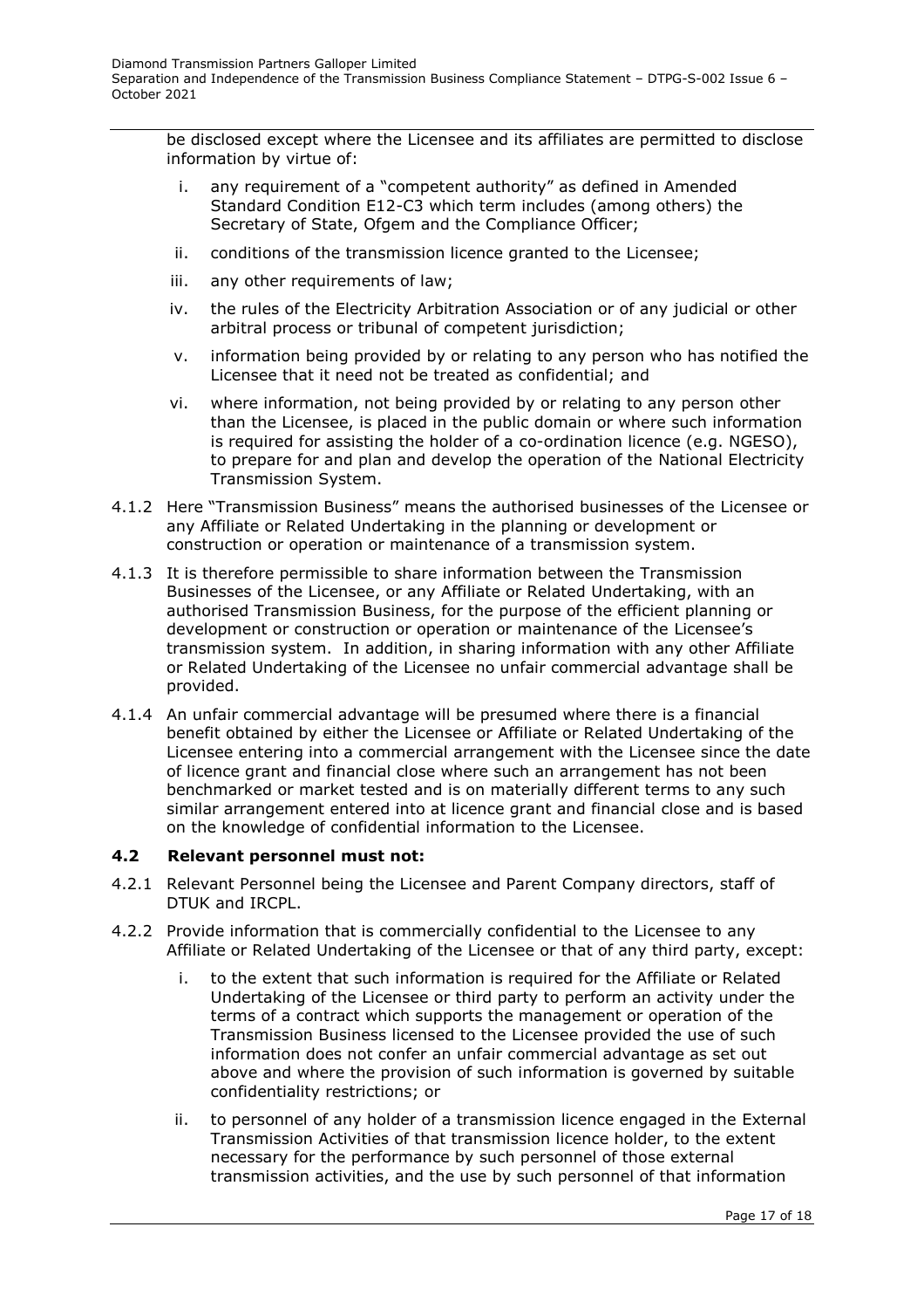be disclosed except where the Licensee and its affiliates are permitted to disclose information by virtue of:

i. any requirement of a "competent authority" as defined in Amended Standard Condition E12-C3 which term includes (among others) the Secretary of State, Ofgem and the Compliance Officer;

ii. conditions of the transmission licence granted to the Licensee;

iii. any other requirements of law;

iv. the rules of the Electricity Arbitration Association or of any judicial or other arbitral process or tribunal of competent jurisdiction;

v. information being provided by or relating to any person who has notified the Licensee that it need not be treated as confidential; and

vi. where information, not being provided by or relating to any person other than the Licensee, is placed in the public domain or where such information is required for assisting the holder of a co-ordination licence (e.g. NGESO), to prepare for and plan and develop the operation of the National Electricity Transmission System.

4.1.2 Here "Transmission Business" means the authorised businesses of the Licensee or any Affiliate or Related Undertaking in the planning or development or construction or operation or maintenance of a transmission system.

4.1.3 It is therefore permissible to share information between the Transmission Businesses of the Licensee, or any Affiliate or Related Undertaking, with an authorised Transmission Business, for the purpose of the efficient planning or development or construction or operation or maintenance of the Licensee's transmission system. In addition, in sharing information with any other Affiliate or Related Undertaking of the Licensee no unfair commercial advantage shall be provided.

4.1.4 An unfair commercial advantage will be presumed where there is a financial benefit obtained by either the Licensee or Affiliate or Related Undertaking of the Licensee entering into a commercial arrangement with the Licensee since the date of licence grant and financial close where such an arrangement has not been benchmarked or market tested and is on materially different terms to any such similar arrangement entered into at licence grant and financial close and is based on the knowledge of confidential information to the Licensee.

### 4.2 Relevant personnel must not:

4.2.1 Relevant Personnel being the Licensee and Parent Company directors, staff of DTUK and IRCPL.

4.2.2 Provide information that is commercially confidential to the Licensee to any Affiliate or Related Undertaking of the Licensee or that of any third party, except:

i. to the extent that such information is required for the Affiliate or Related Undertaking of the Licensee or third party to perform an activity under the terms of a contract which supports the management or operation of the Transmission Business licensed to the Licensee provided the use of such information does not confer an unfair commercial advantage as set out above and where the provision of such information is governed by suitable confidentiality restrictions; or

ii. to personnel of any holder of a transmission licence engaged in the External Transmission Activities of that transmission licence holder, to the extent necessary for the performance by such personnel of those external transmission activities, and the use by such personnel of that information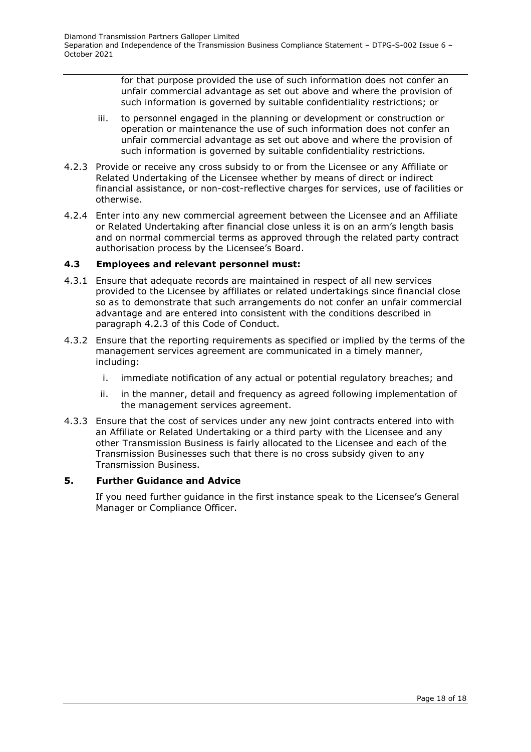for that purpose provided the use of such information does not confer an unfair commercial advantage as set out above and where the provision of such information is governed by suitable confidentiality restrictions; or

iii. to personnel engaged in the planning or development or construction or operation or maintenance the use of such information does not confer an unfair commercial advantage as set out above and where the provision of such information is governed by suitable confidentiality restrictions.

4.2.3 Provide or receive any cross subsidy to or from the Licensee or any Affiliate or Related Undertaking of the Licensee whether by means of direct or indirect financial assistance, or non-cost-reflective charges for services, use of facilities or otherwise.

4.2.4 Enter into any new commercial agreement between the Licensee and an Affiliate or Related Undertaking after financial close unless it is on an arm's length basis and on normal commercial terms as approved through the related party contract authorisation process by the Licensee's Board.

### 4.3 Employees and relevant personnel must:

4.3.1 Ensure that adequate records are maintained in respect of all new services provided to the Licensee by affiliates or related undertakings since financial close so as to demonstrate that such arrangements do not confer an unfair commercial advantage and are entered into consistent with the conditions described in paragraph 4.2.3 of this Code of Conduct.

4.3.2 Ensure that the reporting requirements as specified or implied by the terms of the management services agreement are communicated in a timely manner, including:

i. immediate notification of any actual or potential regulatory breaches; and

ii. in the manner, detail and frequency as agreed following implementation of the management services agreement.

4.3.3 Ensure that the cost of services under any new joint contracts entered into with an Affiliate or Related Undertaking or a third party with the Licensee and any other Transmission Business is fairly allocated to the Licensee and each of the Transmission Businesses such that there is no cross subsidy given to any Transmission Business.

## 5. Further Guidance and Advice

If you need further guidance in the first instance speak to the Licensee's General Manager or Compliance Officer.